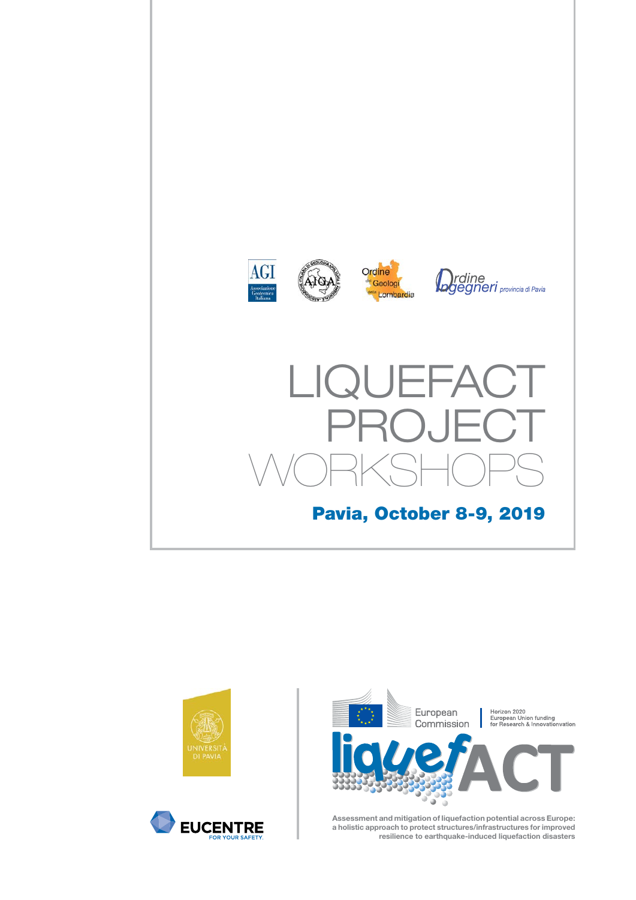AGI Associazione Geotecnica Italiana

AIGA

Ordine dei Geologi della Lombardia

Ordine Ingegneri provincia di Pavia

# LIQUEFACT PROJECT WORKSHOPS

## Pavia, October 8-9, 2019

UNIVERSITÀ DI PAVIA

EUCENTRE FOR YOUR SAFETY.

European Commission

Horizon 2020
European Union funding
for Research & Innovationvation

liquefACT

Assessment and mitigation of liquefaction potential across Europe: a holistic approach to protect structures/infrastructures for improved resilience to earthquake-induced liquefaction disasters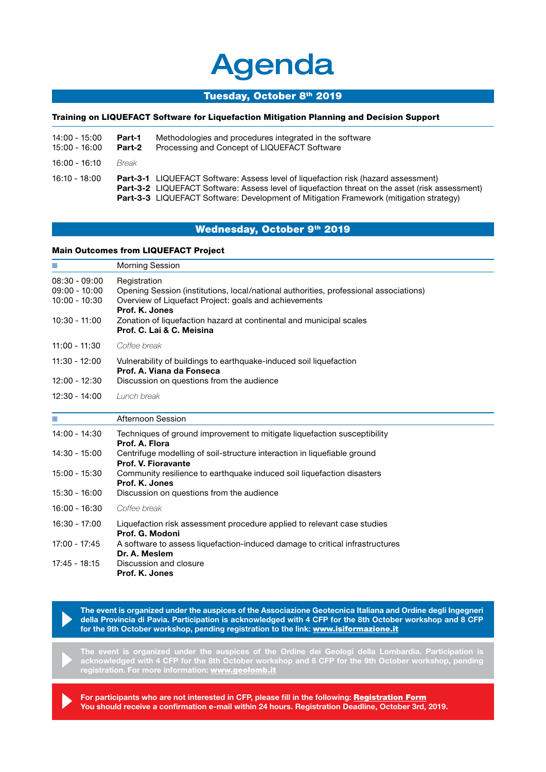# Agenda

## Tuesday, October 8th 2019

**Training on LIQUEFACT Software for Liquefaction Mitigation Planning and Decision Support**

| | | |
|---|---|---|
| 14:00 - 15:00 | **Part-1** | Methodologies and procedures integrated in the software |
| 15:00 - 16:00 | **Part-2** | Processing and Concept of LIQUEFACT Software |
| 16:00 - 16:10 | *Break* | |
| 16:10 - 18:00 | **Part-3-1** | LIQUEFACT Software: Assess level of liquefaction risk (hazard assessment) |
| | **Part-3-2** | LIQUEFACT Software: Assess level of liquefaction threat on the asset (risk assessment) |
| | **Part-3-3** | LIQUEFACT Software: Development of Mitigation Framework (mitigation strategy) |

## Wednesday, October 9th 2019

**Main Outcomes from LIQUEFACT Project**

| | Morning Session |
|---|---|
| 08:30 - 09:00 | Registration |
| 09:00 - 10:00 | Opening Session (institutions, local/national authorities, professional associations) |
| 10:00 - 10:30 | Overview of Liquefact Project: goals and achievements<br>**Prof. K. Jones** |
| 10:30 - 11:00 | Zonation of liquefaction hazard at continental and municipal scales<br>**Prof. C. Lai & C. Meisina** |
| 11:00 - 11:30 | *Coffee break* |
| 11:30 - 12:00 | Vulnerability of buildings to earthquake-induced soil liquefaction<br>**Prof. A. Viana da Fonseca** |
| 12:00 - 12:30 | Discussion on questions from the audience |
| 12:30 - 14:00 | *Lunch break* |

| | Afternoon Session |
|---|---|
| 14:00 - 14:30 | Techniques of ground improvement to mitigate liquefaction susceptibility<br>**Prof. A. Flora** |
| 14:30 - 15:00 | Centrifuge modelling of soil-structure interaction in liquefiable ground<br>**Prof. V. Fioravante** |
| 15:00 - 15:30 | Community resilience to earthquake induced soil liquefaction disasters<br>**Prof. K. Jones** |
| 15:30 - 16:00 | Discussion on questions from the audience |
| 16:00 - 16:30 | *Coffee break* |
| 16:30 - 17:00 | Liquefaction risk assessment procedure applied to relevant case studies<br>**Prof. G. Modoni** |
| 17:00 - 17:45 | A software to assess liquefaction-induced damage to critical infrastructures<br>**Dr. A. Meslem** |
| 17:45 - 18:15 | Discussion and closure<br>**Prof. K. Jones** |

**The event is organized under the auspices of the Associazione Geotecnica Italiana and Ordine degli Ingegneri della Provincia di Pavia. Participation is acknowledged with 4 CFP for the 8th October workshop and 8 CFP for the 9th October workshop, pending registration to the link: www.isiformazione.it**

**The event is organized under the auspices of the Ordine dei Geologi della Lombardia. Participation is acknowledged with 4 CFP for the 8th October workshop and 6 CFP for the 9th October workshop, pending registration. For more information: www.geolomb.it**

**For participants who are not interested in CFP, please fill in the following: Registration Form**
**You should receive a confirmation e-mail within 24 hours. Registration Deadline, October 3rd, 2019.**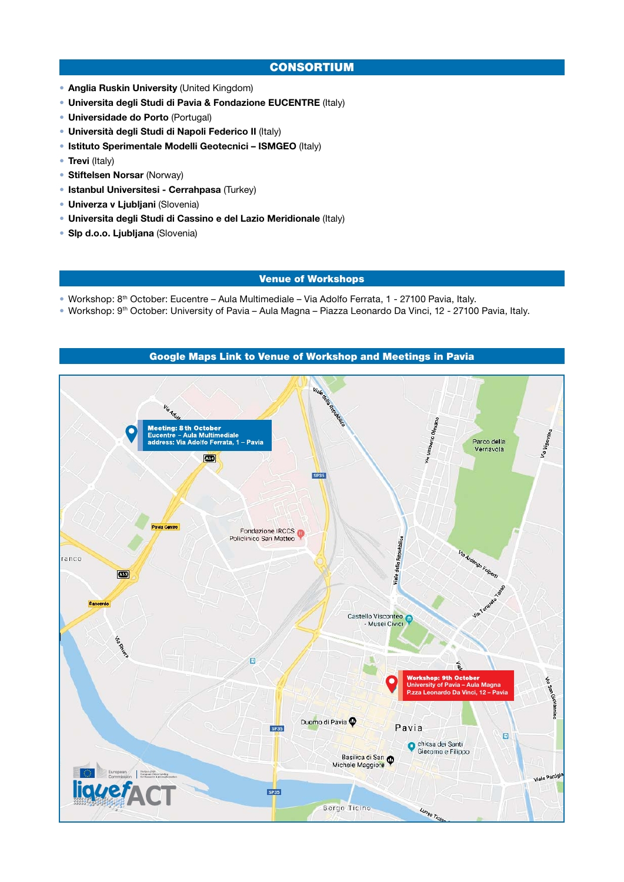## CONSORTIUM

- **Anglia Ruskin University** (United Kingdom)
- **Universita degli Studi di Pavia & Fondazione EUCENTRE** (Italy)
- **Universidade do Porto** (Portugal)
- **Università degli Studi di Napoli Federico II** (Italy)
- **Istituto Sperimentale Modelli Geotecnici – ISMGEO** (Italy)
- **Trevi** (Italy)
- **Stiftelsen Norsar** (Norway)
- **Istanbul Universitesi - Cerrahpasa** (Turkey)
- **Univerza v Ljubljani** (Slovenia)
- **Universita degli Studi di Cassino e del Lazio Meridionale** (Italy)
- **Slp d.o.o. Ljubljana** (Slovenia)

## Venue of Workshops

- Workshop: 8th October: Eucentre – Aula Multimediale – Via Adolfo Ferrata, 1 - 27100 Pavia, Italy.
- Workshop: 9th October: University of Pavia – Aula Magna – Piazza Leonardo Da Vinci, 12 - 27100 Pavia, Italy.

## Google Maps Link to Venue of Workshop and Meetings in Pavia

**Meeting: 8 th October**
**Eucentre – Aula Multimediale**
**address: Via Adolfo Ferrata, 1 – Pavia**

**Workshop: 9th October**
**University of Pavia – Aula Magna**
**P.zza Leonardo Da Vinci, 12 – Pavia**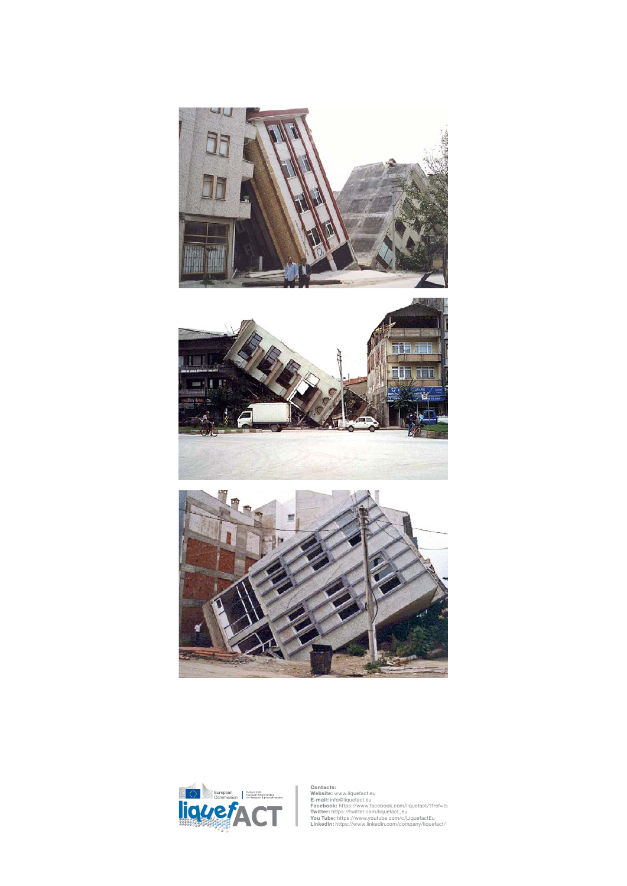European Commission | Horizon 2020 European Union funding for Research & Innovation

liquefACT

**Contacts:**
**Website:** www.liquefact.eu
**E-mail:** info@liquefact.eu
**Facebook:** https://www.facebook.com/liquefact/?fref=ts
**Twitter:** https://twitter.com/liquefact_eu
**You Tube:** https://www.youtube.com/c/LiquefactEu
**Linkedin:** https://www.linkedin.com/company/liquefact/